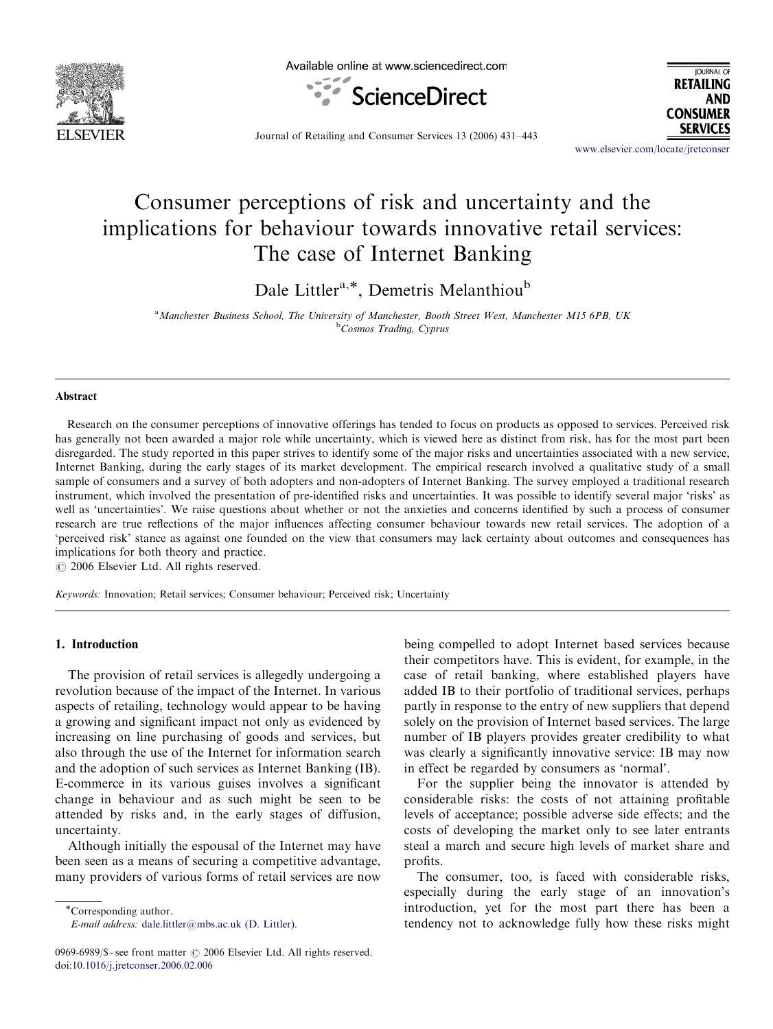# Consumer perceptions of risk and uncertainty and the implications for behaviour towards innovative retail services: The case of Internet Banking

Dale Littler[a,*], Demetris Melanthiou[b]

[a]Manchester Business School, The University of Manchester, Booth Street West, Manchester M15 6PB, UK

[b]Cosmos Trading, Cyprus

## Abstract

Research on the consumer perceptions of innovative offerings has tended to focus on products as opposed to services. Perceived risk has generally not been awarded a major role while uncertainty, which is viewed here as distinct from risk, has for the most part been disregarded. The study reported in this paper strives to identify some of the major risks and uncertainties associated with a new service, Internet Banking, during the early stages of its market development. The empirical research involved a qualitative study of a small sample of consumers and a survey of both adopters and non-adopters of Internet Banking. The survey employed a traditional research instrument, which involved the presentation of pre-identified risks and uncertainties. It was possible to identify several major 'risks' as well as 'uncertainties'. We raise questions about whether or not the anxieties and concerns identified by such a process of consumer research are true reflections of the major influences affecting consumer behaviour towards new retail services. The adoption of a 'perceived risk' stance as against one founded on the view that consumers may lack certainty about outcomes and consequences has implications for both theory and practice.

© 2006 Elsevier Ltd. All rights reserved.

*Keywords:* Innovation; Retail services; Consumer behaviour; Perceived risk; Uncertainty

## 1. Introduction

The provision of retail services is allegedly undergoing a revolution because of the impact of the Internet. In various aspects of retailing, technology would appear to be having a growing and significant impact not only as evidenced by increasing on line purchasing of goods and services, but also through the use of the Internet for information search and the adoption of such services as Internet Banking (IB). E-commerce in its various guises involves a significant change in behaviour and as such might be seen to be attended by risks and, in the early stages of diffusion, uncertainty.

Although initially the espousal of the Internet may have been seen as a means of securing a competitive advantage, many providers of various forms of retail services are now being compelled to adopt Internet based services because their competitors have. This is evident, for example, in the case of retail banking, where established players have added IB to their portfolio of traditional services, perhaps partly in response to the entry of new suppliers that depend solely on the provision of Internet based services. The large number of IB players provides greater credibility to what was clearly a significantly innovative service: IB may now in effect be regarded by consumers as 'normal'.

For the supplier being the innovator is attended by considerable risks: the costs of not attaining profitable levels of acceptance; possible adverse side effects; and the costs of developing the market only to see later entrants steal a march and secure high levels of market share and profits.

The consumer, too, is faced with considerable risks, especially during the early stage of an innovation's introduction, yet for the most part there has been a tendency not to acknowledge fully how these risks might

*Corresponding author.
*E-mail address:* dale.littler@mbs.ac.uk (D. Littler).

0969-6989/$ - see front matter © 2006 Elsevier Ltd. All rights reserved.
doi:10.1016/j.jretconser.2006.02.006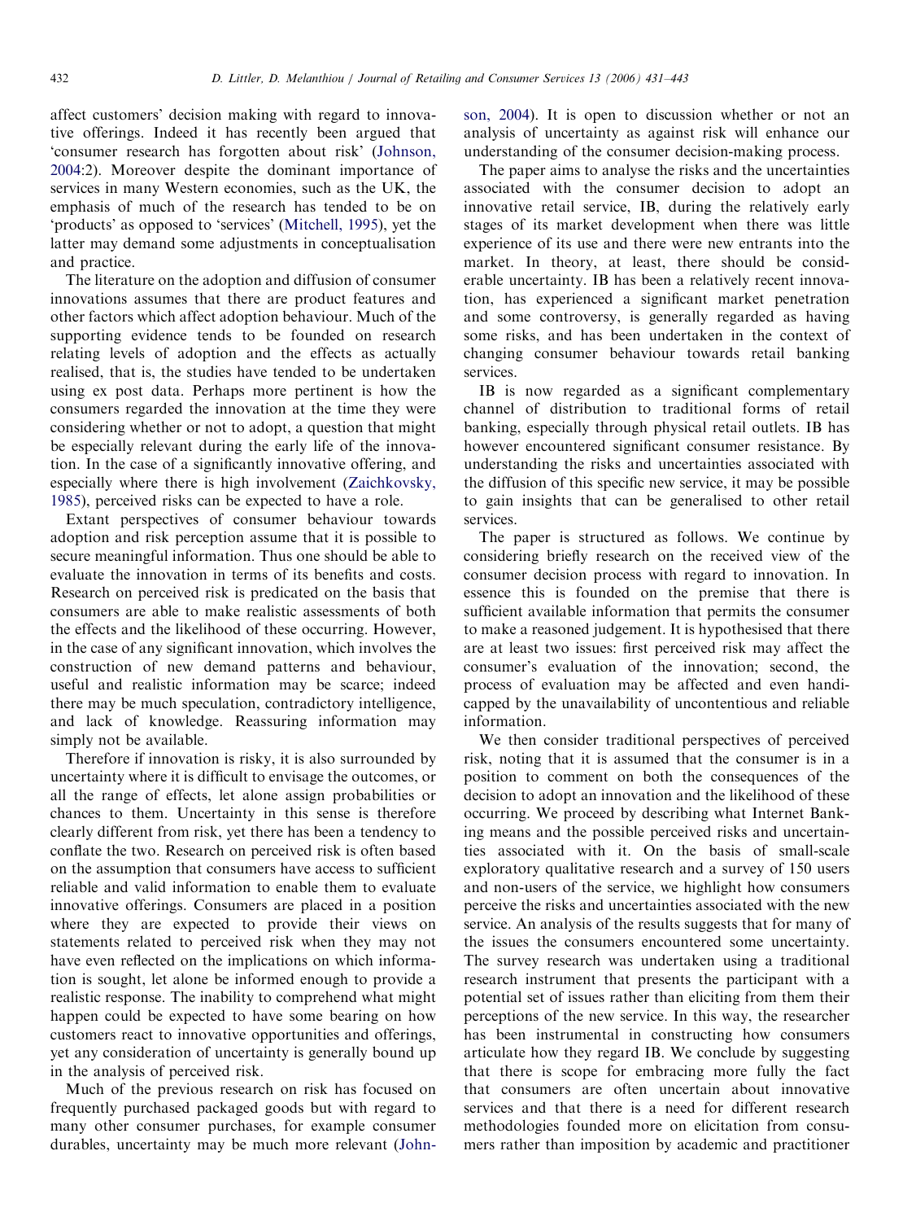affect customers' decision making with regard to innovative offerings. Indeed it has recently been argued that 'consumer research has forgotten about risk' (Johnson, 2004:2). Moreover despite the dominant importance of services in many Western economies, such as the UK, the emphasis of much of the research has tended to be on 'products' as opposed to 'services' (Mitchell, 1995), yet the latter may demand some adjustments in conceptualisation and practice.

The literature on the adoption and diffusion of consumer innovations assumes that there are product features and other factors which affect adoption behaviour. Much of the supporting evidence tends to be founded on research relating levels of adoption and the effects as actually realised, that is, the studies have tended to be undertaken using ex post data. Perhaps more pertinent is how the consumers regarded the innovation at the time they were considering whether or not to adopt, a question that might be especially relevant during the early life of the innovation. In the case of a significantly innovative offering, and especially where there is high involvement (Zaichkovsky, 1985), perceived risks can be expected to have a role.

Extant perspectives of consumer behaviour towards adoption and risk perception assume that it is possible to secure meaningful information. Thus one should be able to evaluate the innovation in terms of its benefits and costs. Research on perceived risk is predicated on the basis that consumers are able to make realistic assessments of both the effects and the likelihood of these occurring. However, in the case of any significant innovation, which involves the construction of new demand patterns and behaviour, useful and realistic information may be scarce; indeed there may be much speculation, contradictory intelligence, and lack of knowledge. Reassuring information may simply not be available.

Therefore if innovation is risky, it is also surrounded by uncertainty where it is difficult to envisage the outcomes, or all the range of effects, let alone assign probabilities or chances to them. Uncertainty in this sense is therefore clearly different from risk, yet there has been a tendency to conflate the two. Research on perceived risk is often based on the assumption that consumers have access to sufficient reliable and valid information to enable them to evaluate innovative offerings. Consumers are placed in a position where they are expected to provide their views on statements related to perceived risk when they may not have even reflected on the implications on which information is sought, let alone be informed enough to provide a realistic response. The inability to comprehend what might happen could be expected to have some bearing on how customers react to innovative opportunities and offerings, yet any consideration of uncertainty is generally bound up in the analysis of perceived risk.

Much of the previous research on risk has focused on frequently purchased packaged goods but with regard to many other consumer purchases, for example consumer durables, uncertainty may be much more relevant (Johnson, 2004). It is open to discussion whether or not an analysis of uncertainty as against risk will enhance our understanding of the consumer decision-making process.

The paper aims to analyse the risks and the uncertainties associated with the consumer decision to adopt an innovative retail service, IB, during the relatively early stages of its market development when there was little experience of its use and there were new entrants into the market. In theory, at least, there should be considerable uncertainty. IB has been a relatively recent innovation, has experienced a significant market penetration and some controversy, is generally regarded as having some risks, and has been undertaken in the context of changing consumer behaviour towards retail banking services.

IB is now regarded as a significant complementary channel of distribution to traditional forms of retail banking, especially through physical retail outlets. IB has however encountered significant consumer resistance. By understanding the risks and uncertainties associated with the diffusion of this specific new service, it may be possible to gain insights that can be generalised to other retail services.

The paper is structured as follows. We continue by considering briefly research on the received view of the consumer decision process with regard to innovation. In essence this is founded on the premise that there is sufficient available information that permits the consumer to make a reasoned judgement. It is hypothesised that there are at least two issues: first perceived risk may affect the consumer's evaluation of the innovation; second, the process of evaluation may be affected and even handicapped by the unavailability of uncontentious and reliable information.

We then consider traditional perspectives of perceived risk, noting that it is assumed that the consumer is in a position to comment on both the consequences of the decision to adopt an innovation and the likelihood of these occurring. We proceed by describing what Internet Banking means and the possible perceived risks and uncertainties associated with it. On the basis of small-scale exploratory qualitative research and a survey of 150 users and non-users of the service, we highlight how consumers perceive the risks and uncertainties associated with the new service. An analysis of the results suggests that for many of the issues the consumers encountered some uncertainty. The survey research was undertaken using a traditional research instrument that presents the participant with a potential set of issues rather than eliciting from them their perceptions of the new service. In this way, the researcher has been instrumental in constructing how consumers articulate how they regard IB. We conclude by suggesting that there is scope for embracing more fully the fact that consumers are often uncertain about innovative services and that there is a need for different research methodologies founded more on elicitation from consumers rather than imposition by academic and practitioner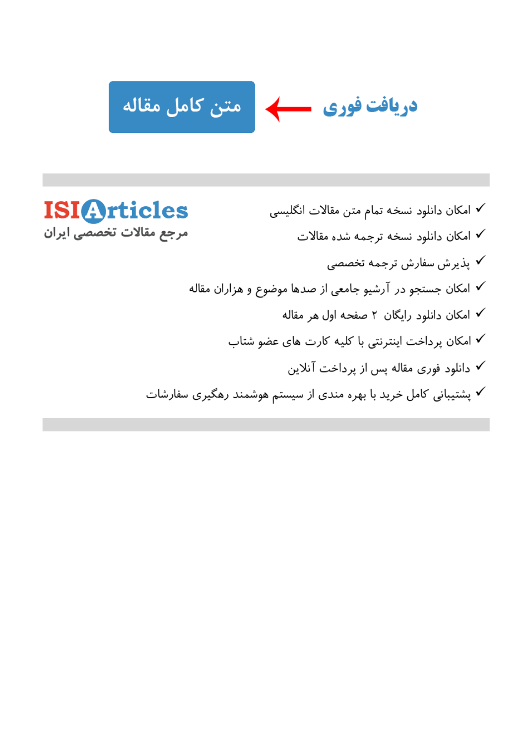دریافت فوری ← متن کامل مقاله

ISIArticles
مرجع مقالات تخصصی ایران

- ✓ امکان دانلود نسخه تمام متن مقالات انگلیسی
- ✓ امکان دانلود نسخه ترجمه شده مقالات
- ✓ پذیرش سفارش ترجمه تخصصی
- ✓ امکان جستجو در آرشیو جامعی از صدها موضوع و هزاران مقاله
- ✓ امکان دانلود رایگان ۲ صفحه اول هر مقاله
- ✓ امکان پرداخت اینترنتی با کلیه کارت های عضو شتاب
- ✓ دانلود فوری مقاله پس از پرداخت آنلاین
- ✓ پشتیبانی کامل خرید با بهره مندی از سیستم هوشمند رهگیری سفارشات